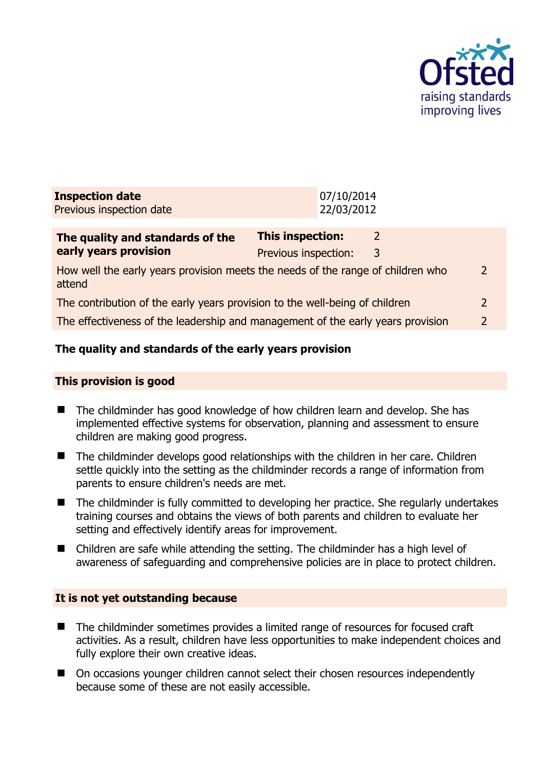| **Inspection date** | 07/10/2014 |
| --- | --- |
| Previous inspection date | 22/03/2012 |

| **The quality and standards of the early years provision** | **This inspection:** 2 | |
| --- | --- | --- |
| | Previous inspection: 3 | |
| How well the early years provision meets the needs of the range of children who attend | | 2 |
| The contribution of the early years provision to the well-being of children | | 2 |
| The effectiveness of the leadership and management of the early years provision | | 2 |

### The quality and standards of the early years provision

#### This provision is good

- The childminder has good knowledge of how children learn and develop. She has implemented effective systems for observation, planning and assessment to ensure children are making good progress.
- The childminder develops good relationships with the children in her care. Children settle quickly into the setting as the childminder records a range of information from parents to ensure children's needs are met.
- The childminder is fully committed to developing her practice. She regularly undertakes training courses and obtains the views of both parents and children to evaluate her setting and effectively identify areas for improvement.
- Children are safe while attending the setting. The childminder has a high level of awareness of safeguarding and comprehensive policies are in place to protect children.

#### It is not yet outstanding because

- The childminder sometimes provides a limited range of resources for focused craft activities. As a result, children have less opportunities to make independent choices and fully explore their own creative ideas.
- On occasions younger children cannot select their chosen resources independently because some of these are not easily accessible.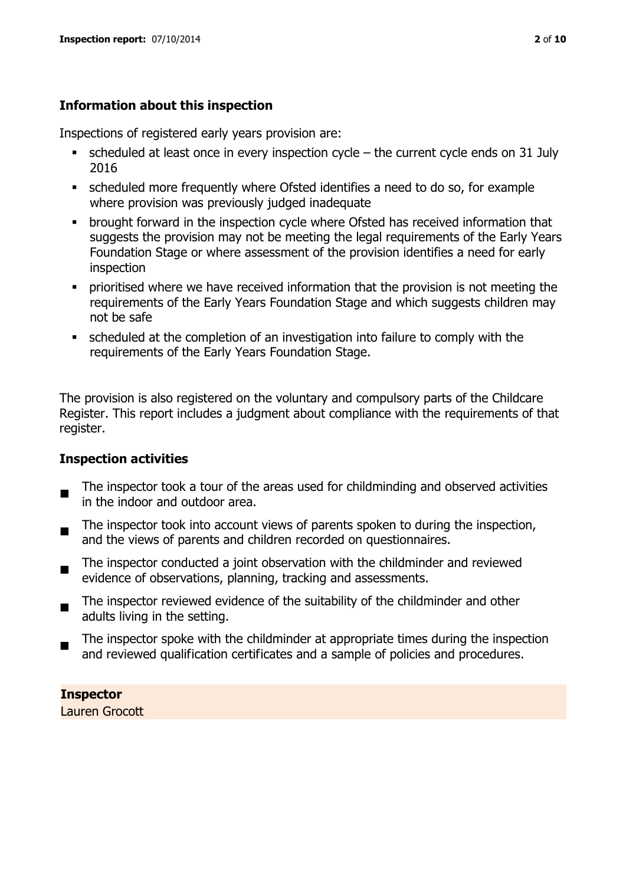## Information about this inspection

Inspections of registered early years provision are:

- scheduled at least once in every inspection cycle – the current cycle ends on 31 July 2016
- scheduled more frequently where Ofsted identifies a need to do so, for example where provision was previously judged inadequate
- brought forward in the inspection cycle where Ofsted has received information that suggests the provision may not be meeting the legal requirements of the Early Years Foundation Stage or where assessment of the provision identifies a need for early inspection
- prioritised where we have received information that the provision is not meeting the requirements of the Early Years Foundation Stage and which suggests children may not be safe
- scheduled at the completion of an investigation into failure to comply with the requirements of the Early Years Foundation Stage.

The provision is also registered on the voluntary and compulsory parts of the Childcare Register. This report includes a judgment about compliance with the requirements of that register.

## Inspection activities

- The inspector took a tour of the areas used for childminding and observed activities in the indoor and outdoor area.
- The inspector took into account views of parents spoken to during the inspection, and the views of parents and children recorded on questionnaires.
- The inspector conducted a joint observation with the childminder and reviewed evidence of observations, planning, tracking and assessments.
- The inspector reviewed evidence of the suitability of the childminder and other adults living in the setting.
- The inspector spoke with the childminder at appropriate times during the inspection and reviewed qualification certificates and a sample of policies and procedures.

**Inspector**
Lauren Grocott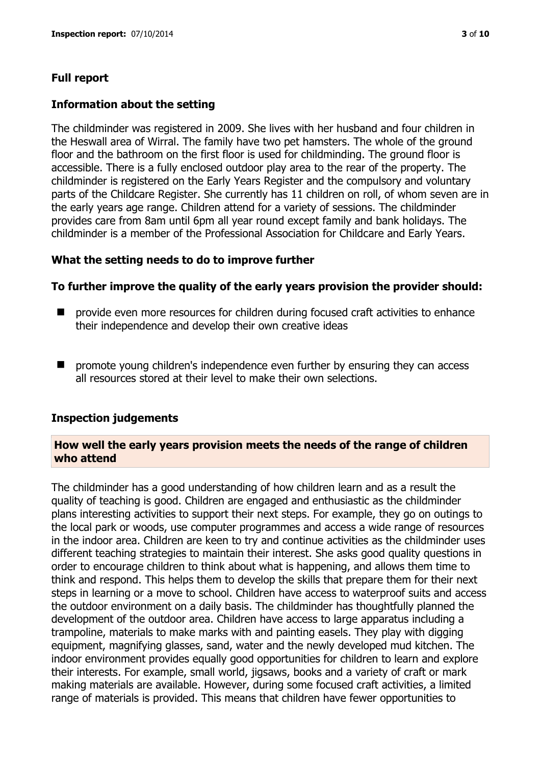## Full report

### Information about the setting

The childminder was registered in 2009. She lives with her husband and four children in the Heswall area of Wirral. The family have two pet hamsters. The whole of the ground floor and the bathroom on the first floor is used for childminding. The ground floor is accessible. There is a fully enclosed outdoor play area to the rear of the property. The childminder is registered on the Early Years Register and the compulsory and voluntary parts of the Childcare Register. She currently has 11 children on roll, of whom seven are in the early years age range. Children attend for a variety of sessions. The childminder provides care from 8am until 6pm all year round except family and bank holidays. The childminder is a member of the Professional Association for Childcare and Early Years.

### What the setting needs to do to improve further

**To further improve the quality of the early years provision the provider should:**

- provide even more resources for children during focused craft activities to enhance their independence and develop their own creative ideas
- promote young children's independence even further by ensuring they can access all resources stored at their level to make their own selections.

### Inspection judgements

**How well the early years provision meets the needs of the range of children who attend**

The childminder has a good understanding of how children learn and as a result the quality of teaching is good. Children are engaged and enthusiastic as the childminder plans interesting activities to support their next steps. For example, they go on outings to the local park or woods, use computer programmes and access a wide range of resources in the indoor area. Children are keen to try and continue activities as the childminder uses different teaching strategies to maintain their interest. She asks good quality questions in order to encourage children to think about what is happening, and allows them time to think and respond. This helps them to develop the skills that prepare them for their next steps in learning or a move to school. Children have access to waterproof suits and access the outdoor environment on a daily basis. The childminder has thoughtfully planned the development of the outdoor area. Children have access to large apparatus including a trampoline, materials to make marks with and painting easels. They play with digging equipment, magnifying glasses, sand, water and the newly developed mud kitchen. The indoor environment provides equally good opportunities for children to learn and explore their interests. For example, small world, jigsaws, books and a variety of craft or mark making materials are available. However, during some focused craft activities, a limited range of materials is provided. This means that children have fewer opportunities to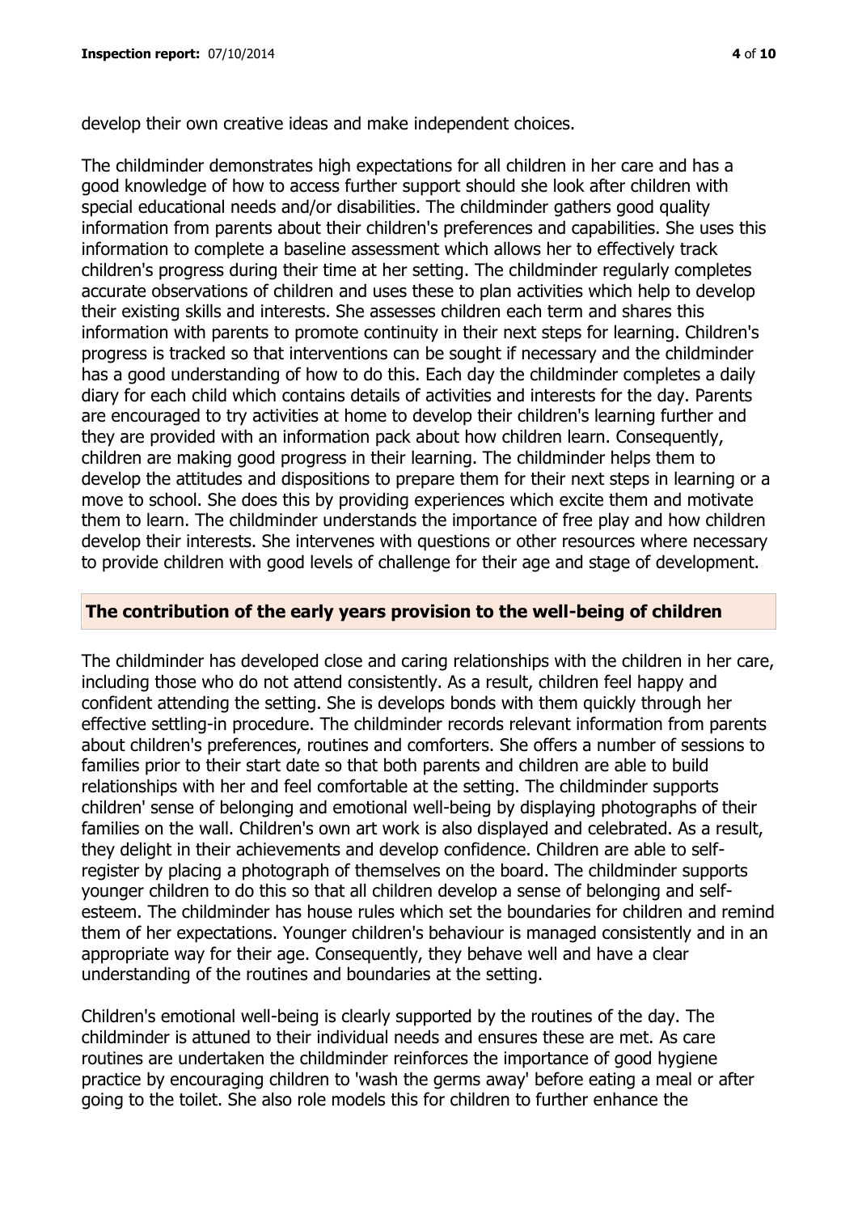develop their own creative ideas and make independent choices.

The childminder demonstrates high expectations for all children in her care and has a good knowledge of how to access further support should she look after children with special educational needs and/or disabilities. The childminder gathers good quality information from parents about their children's preferences and capabilities. She uses this information to complete a baseline assessment which allows her to effectively track children's progress during their time at her setting. The childminder regularly completes accurate observations of children and uses these to plan activities which help to develop their existing skills and interests. She assesses children each term and shares this information with parents to promote continuity in their next steps for learning. Children's progress is tracked so that interventions can be sought if necessary and the childminder has a good understanding of how to do this. Each day the childminder completes a daily diary for each child which contains details of activities and interests for the day. Parents are encouraged to try activities at home to develop their children's learning further and they are provided with an information pack about how children learn. Consequently, children are making good progress in their learning. The childminder helps them to develop the attitudes and dispositions to prepare them for their next steps in learning or a move to school. She does this by providing experiences which excite them and motivate them to learn. The childminder understands the importance of free play and how children develop their interests. She intervenes with questions or other resources where necessary to provide children with good levels of challenge for their age and stage of development.

## The contribution of the early years provision to the well-being of children

The childminder has developed close and caring relationships with the children in her care, including those who do not attend consistently. As a result, children feel happy and confident attending the setting. She is develops bonds with them quickly through her effective settling-in procedure. The childminder records relevant information from parents about children's preferences, routines and comforters. She offers a number of sessions to families prior to their start date so that both parents and children are able to build relationships with her and feel comfortable at the setting. The childminder supports children' sense of belonging and emotional well-being by displaying photographs of their families on the wall. Children's own art work is also displayed and celebrated. As a result, they delight in their achievements and develop confidence. Children are able to self-register by placing a photograph of themselves on the board. The childminder supports younger children to do this so that all children develop a sense of belonging and self-esteem. The childminder has house rules which set the boundaries for children and remind them of her expectations. Younger children's behaviour is managed consistently and in an appropriate way for their age. Consequently, they behave well and have a clear understanding of the routines and boundaries at the setting.

Children's emotional well-being is clearly supported by the routines of the day. The childminder is attuned to their individual needs and ensures these are met. As care routines are undertaken the childminder reinforces the importance of good hygiene practice by encouraging children to 'wash the germs away' before eating a meal or after going to the toilet. She also role models this for children to further enhance the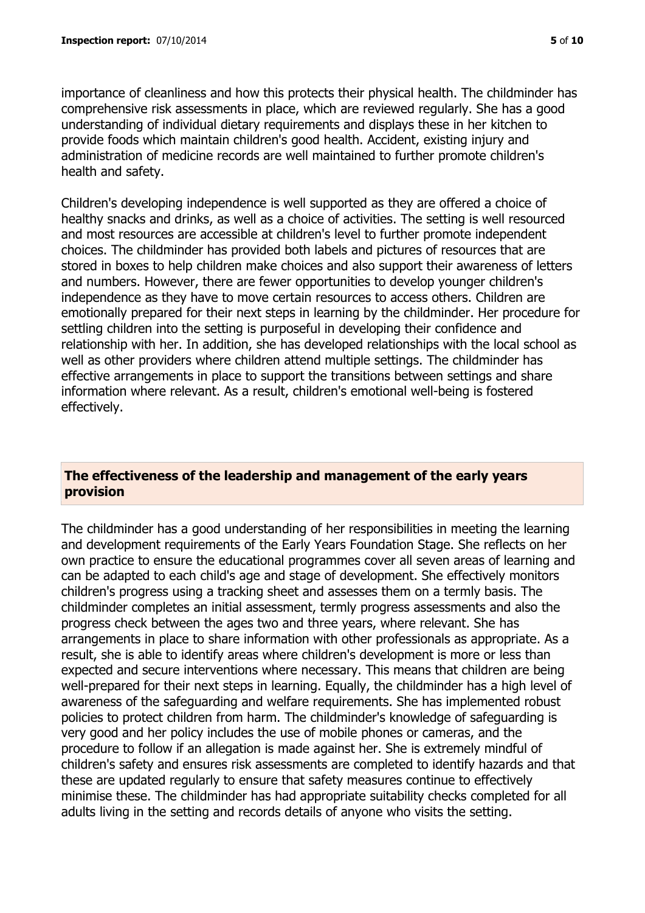importance of cleanliness and how this protects their physical health. The childminder has comprehensive risk assessments in place, which are reviewed regularly. She has a good understanding of individual dietary requirements and displays these in her kitchen to provide foods which maintain children's good health. Accident, existing injury and administration of medicine records are well maintained to further promote children's health and safety.

Children's developing independence is well supported as they are offered a choice of healthy snacks and drinks, as well as a choice of activities. The setting is well resourced and most resources are accessible at children's level to further promote independent choices. The childminder has provided both labels and pictures of resources that are stored in boxes to help children make choices and also support their awareness of letters and numbers. However, there are fewer opportunities to develop younger children's independence as they have to move certain resources to access others. Children are emotionally prepared for their next steps in learning by the childminder. Her procedure for settling children into the setting is purposeful in developing their confidence and relationship with her. In addition, she has developed relationships with the local school as well as other providers where children attend multiple settings. The childminder has effective arrangements in place to support the transitions between settings and share information where relevant. As a result, children's emotional well-being is fostered effectively.

## The effectiveness of the leadership and management of the early years provision

The childminder has a good understanding of her responsibilities in meeting the learning and development requirements of the Early Years Foundation Stage. She reflects on her own practice to ensure the educational programmes cover all seven areas of learning and can be adapted to each child's age and stage of development. She effectively monitors children's progress using a tracking sheet and assesses them on a termly basis. The childminder completes an initial assessment, termly progress assessments and also the progress check between the ages two and three years, where relevant. She has arrangements in place to share information with other professionals as appropriate. As a result, she is able to identify areas where children's development is more or less than expected and secure interventions where necessary. This means that children are being well-prepared for their next steps in learning. Equally, the childminder has a high level of awareness of the safeguarding and welfare requirements. She has implemented robust policies to protect children from harm. The childminder's knowledge of safeguarding is very good and her policy includes the use of mobile phones or cameras, and the procedure to follow if an allegation is made against her. She is extremely mindful of children's safety and ensures risk assessments are completed to identify hazards and that these are updated regularly to ensure that safety measures continue to effectively minimise these. The childminder has had appropriate suitability checks completed for all adults living in the setting and records details of anyone who visits the setting.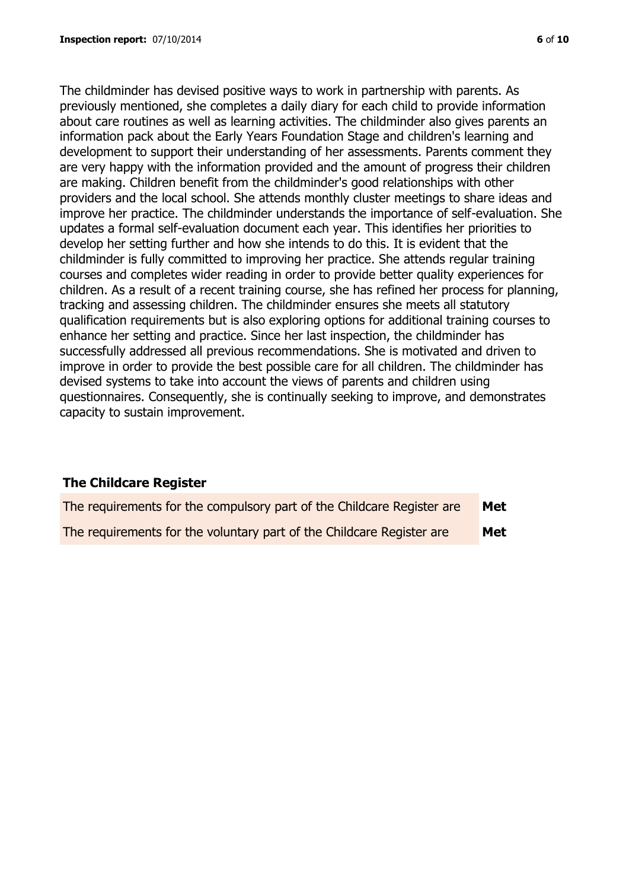The childminder has devised positive ways to work in partnership with parents. As previously mentioned, she completes a daily diary for each child to provide information about care routines as well as learning activities. The childminder also gives parents an information pack about the Early Years Foundation Stage and children's learning and development to support their understanding of her assessments. Parents comment they are very happy with the information provided and the amount of progress their children are making. Children benefit from the childminder's good relationships with other providers and the local school. She attends monthly cluster meetings to share ideas and improve her practice. The childminder understands the importance of self-evaluation. She updates a formal self-evaluation document each year. This identifies her priorities to develop her setting further and how she intends to do this. It is evident that the childminder is fully committed to improving her practice. She attends regular training courses and completes wider reading in order to provide better quality experiences for children. As a result of a recent training course, she has refined her process for planning, tracking and assessing children. The childminder ensures she meets all statutory qualification requirements but is also exploring options for additional training courses to enhance her setting and practice. Since her last inspection, the childminder has successfully addressed all previous recommendations. She is motivated and driven to improve in order to provide the best possible care for all children. The childminder has devised systems to take into account the views of parents and children using questionnaires. Consequently, she is continually seeking to improve, and demonstrates capacity to sustain improvement.

## The Childcare Register

| | |
|---|---|
| The requirements for the compulsory part of the Childcare Register are | **Met** |
| The requirements for the voluntary part of the Childcare Register are | **Met** |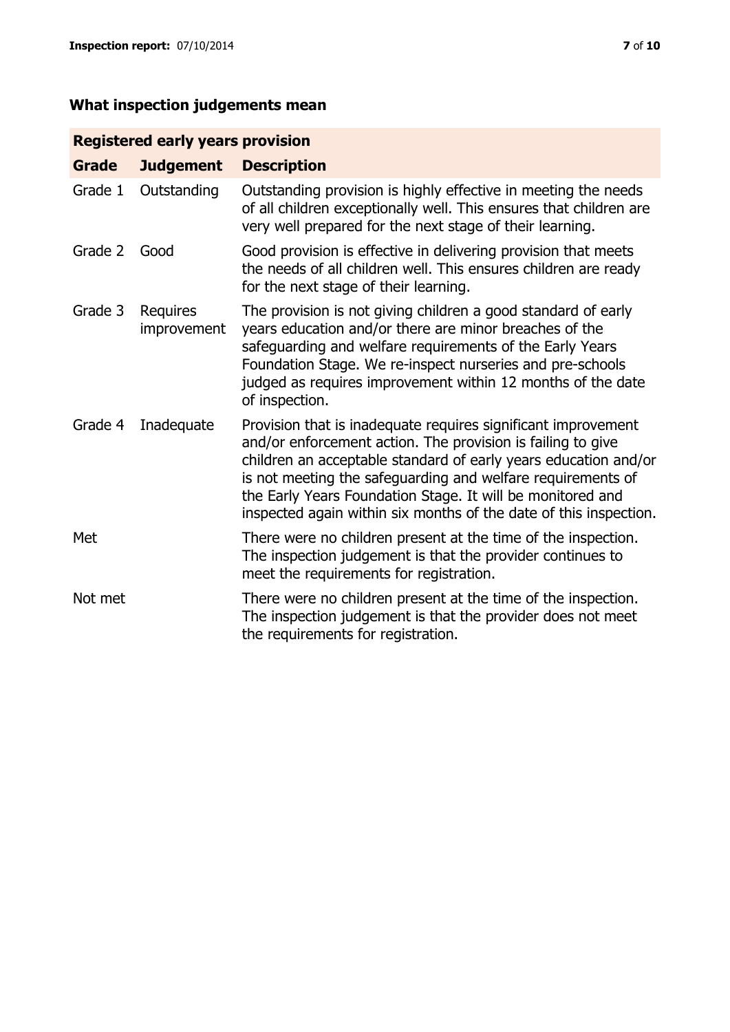## What inspection judgements mean

| Registered early years provision | | |
|---|---|---|
| **Grade** | **Judgement** | **Description** |
| Grade 1 | Outstanding | Outstanding provision is highly effective in meeting the needs of all children exceptionally well. This ensures that children are very well prepared for the next stage of their learning. |
| Grade 2 | Good | Good provision is effective in delivering provision that meets the needs of all children well. This ensures children are ready for the next stage of their learning. |
| Grade 3 | Requires improvement | The provision is not giving children a good standard of early years education and/or there are minor breaches of the safeguarding and welfare requirements of the Early Years Foundation Stage. We re-inspect nurseries and pre-schools judged as requires improvement within 12 months of the date of inspection. |
| Grade 4 | Inadequate | Provision that is inadequate requires significant improvement and/or enforcement action. The provision is failing to give children an acceptable standard of early years education and/or is not meeting the safeguarding and welfare requirements of the Early Years Foundation Stage. It will be monitored and inspected again within six months of the date of this inspection. |
| Met | | There were no children present at the time of the inspection. The inspection judgement is that the provider continues to meet the requirements for registration. |
| Not met | | There were no children present at the time of the inspection. The inspection judgement is that the provider does not meet the requirements for registration. |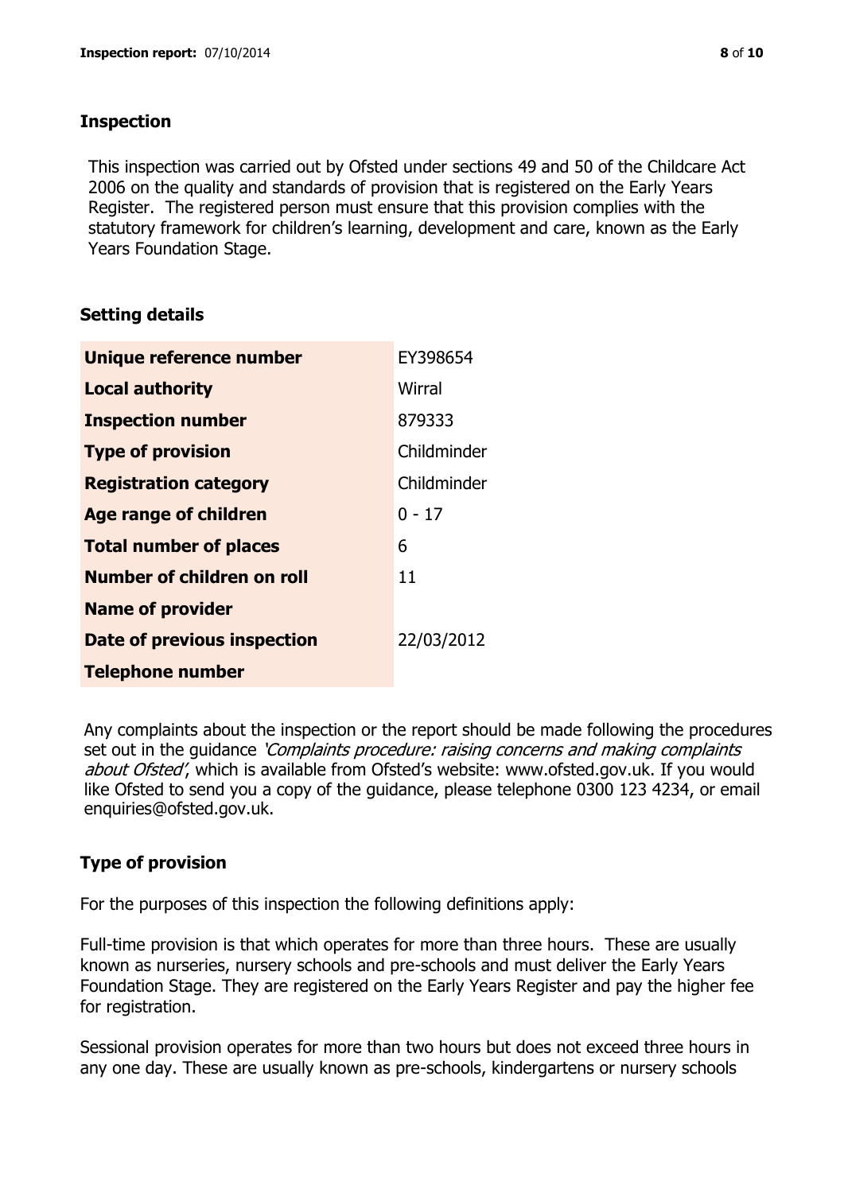## Inspection

This inspection was carried out by Ofsted under sections 49 and 50 of the Childcare Act 2006 on the quality and standards of provision that is registered on the Early Years Register. The registered person must ensure that this provision complies with the statutory framework for children's learning, development and care, known as the Early Years Foundation Stage.

## Setting details

| | |
|---|---|
| **Unique reference number** | EY398654 |
| **Local authority** | Wirral |
| **Inspection number** | 879333 |
| **Type of provision** | Childminder |
| **Registration category** | Childminder |
| **Age range of children** | 0 - 17 |
| **Total number of places** | 6 |
| **Number of children on roll** | 11 |
| **Name of provider** | |
| **Date of previous inspection** | 22/03/2012 |
| **Telephone number** | |

Any complaints about the inspection or the report should be made following the procedures set out in the guidance *'Complaints procedure: raising concerns and making complaints about Ofsted'*, which is available from Ofsted's website: www.ofsted.gov.uk. If you would like Ofsted to send you a copy of the guidance, please telephone 0300 123 4234, or email enquiries@ofsted.gov.uk.

## Type of provision

For the purposes of this inspection the following definitions apply:

Full-time provision is that which operates for more than three hours. These are usually known as nurseries, nursery schools and pre-schools and must deliver the Early Years Foundation Stage. They are registered on the Early Years Register and pay the higher fee for registration.

Sessional provision operates for more than two hours but does not exceed three hours in any one day. These are usually known as pre-schools, kindergartens or nursery schools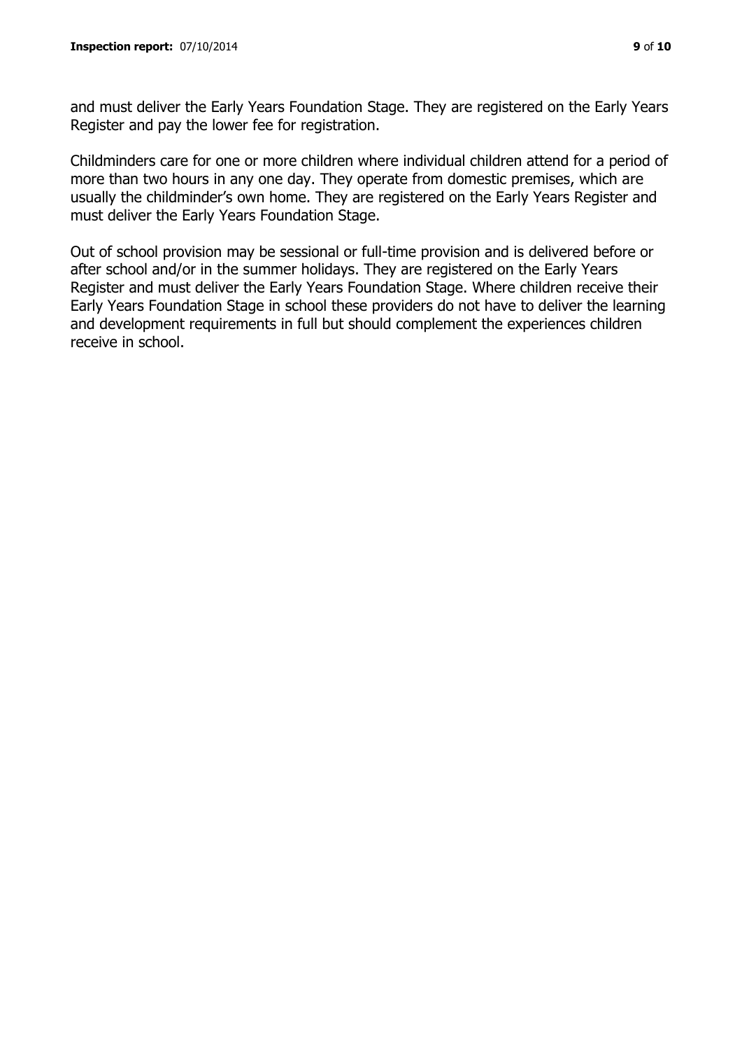and must deliver the Early Years Foundation Stage. They are registered on the Early Years Register and pay the lower fee for registration.

Childminders care for one or more children where individual children attend for a period of more than two hours in any one day. They operate from domestic premises, which are usually the childminder's own home. They are registered on the Early Years Register and must deliver the Early Years Foundation Stage.

Out of school provision may be sessional or full-time provision and is delivered before or after school and/or in the summer holidays. They are registered on the Early Years Register and must deliver the Early Years Foundation Stage. Where children receive their Early Years Foundation Stage in school these providers do not have to deliver the learning and development requirements in full but should complement the experiences children receive in school.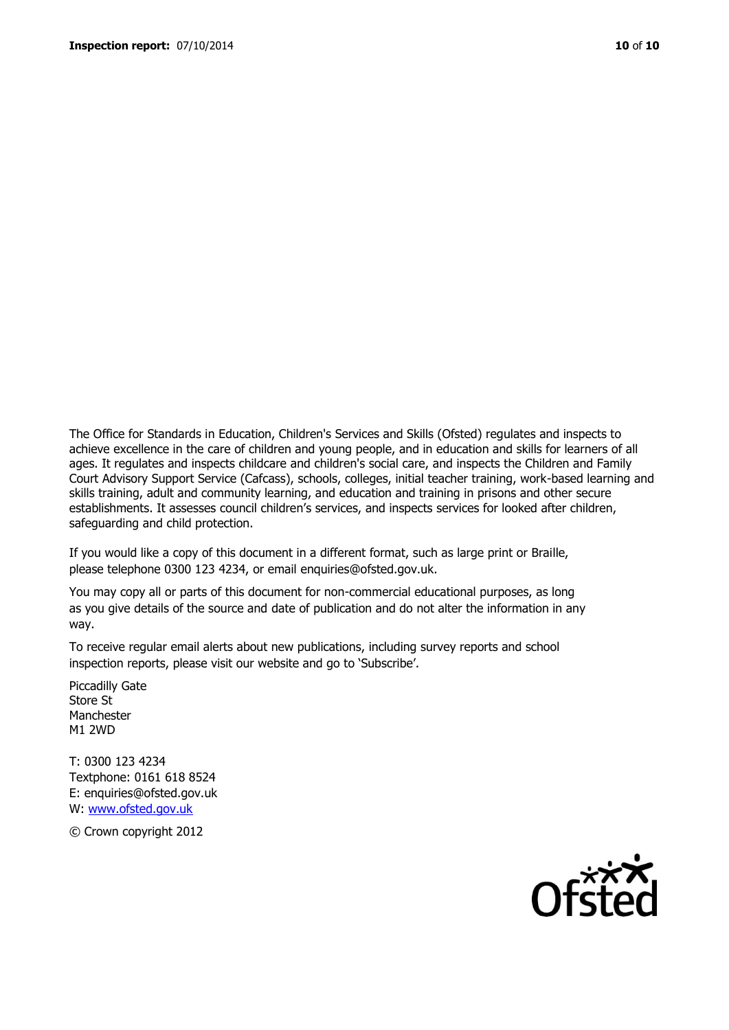The Office for Standards in Education, Children's Services and Skills (Ofsted) regulates and inspects to achieve excellence in the care of children and young people, and in education and skills for learners of all ages. It regulates and inspects childcare and children's social care, and inspects the Children and Family Court Advisory Support Service (Cafcass), schools, colleges, initial teacher training, work-based learning and skills training, adult and community learning, and education and training in prisons and other secure establishments. It assesses council children's services, and inspects services for looked after children, safeguarding and child protection.

If you would like a copy of this document in a different format, such as large print or Braille, please telephone 0300 123 4234, or email enquiries@ofsted.gov.uk.

You may copy all or parts of this document for non-commercial educational purposes, as long as you give details of the source and date of publication and do not alter the information in any way.

To receive regular email alerts about new publications, including survey reports and school inspection reports, please visit our website and go to 'Subscribe'.

Piccadilly Gate
Store St
Manchester
M1 2WD

T: 0300 123 4234
Textphone: 0161 618 8524
E: enquiries@ofsted.gov.uk
W: www.ofsted.gov.uk

© Crown copyright 2012

Ofsted